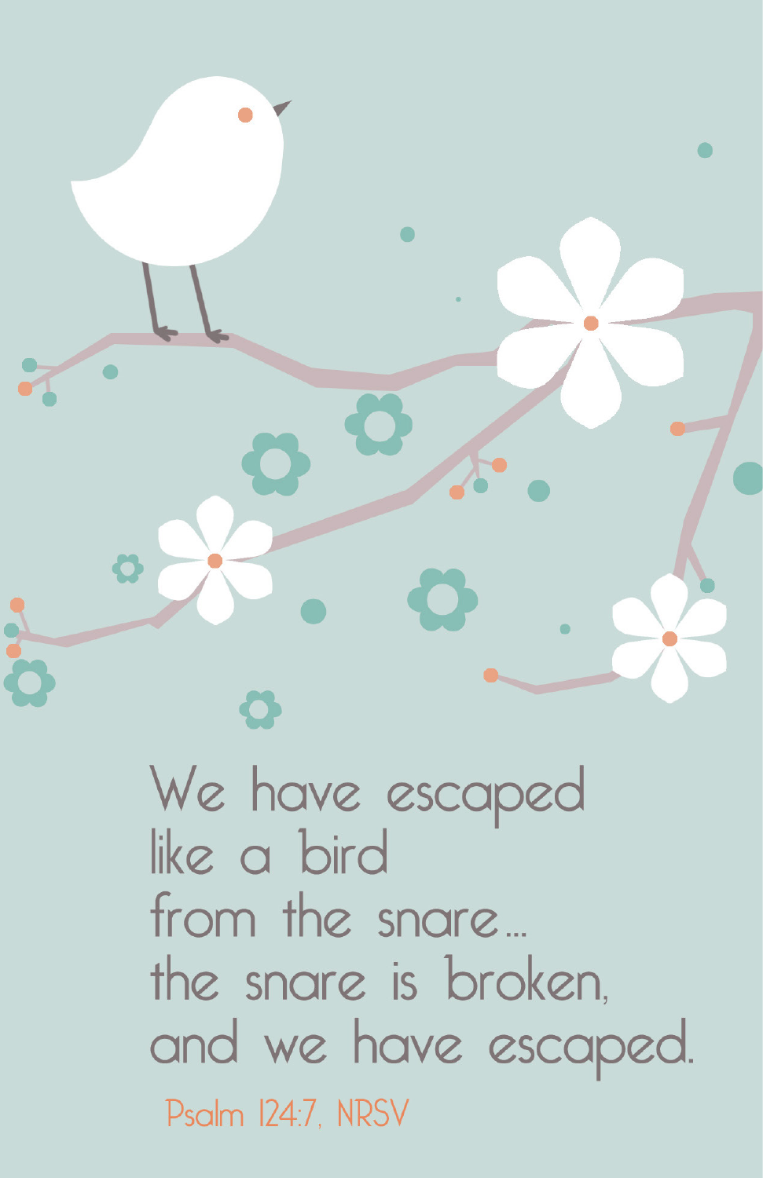We have escaped
like a bird
from the snare...
the snare is broken,
and we have escaped.

Psalm 124:7, NRSV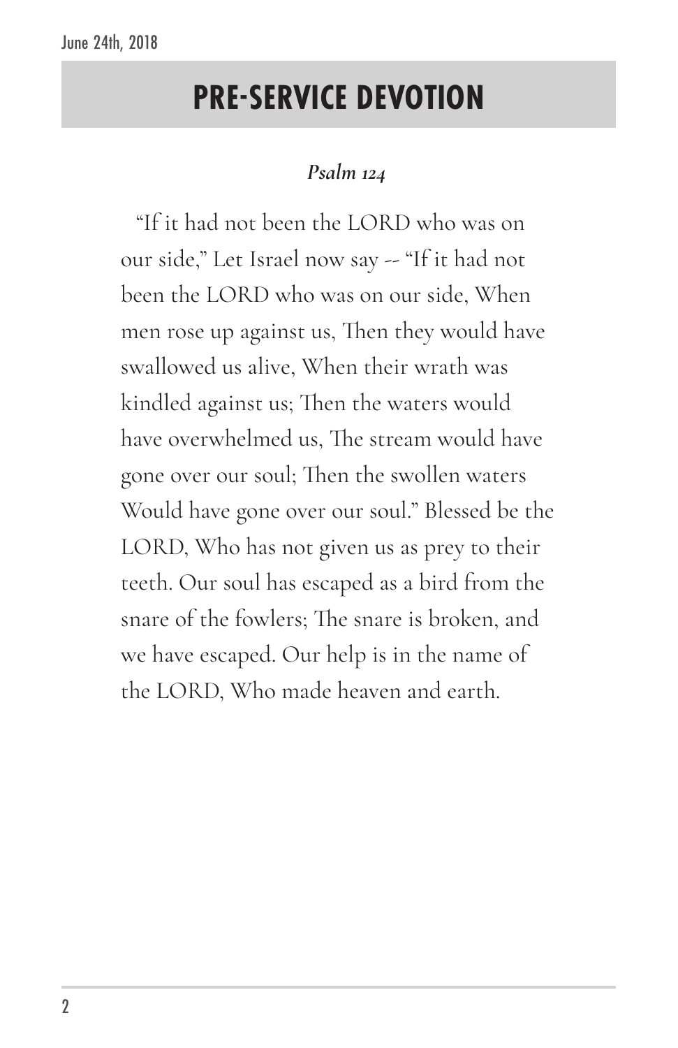# PRE-SERVICE DEVOTION

***Psalm 124***

"If it had not been the LORD who was on our side," Let Israel now say -- "If it had not been the LORD who was on our side, When men rose up against us, Then they would have swallowed us alive, When their wrath was kindled against us; Then the waters would have overwhelmed us, The stream would have gone over our soul; Then the swollen waters Would have gone over our soul." Blessed be the LORD, Who has not given us as prey to their teeth. Our soul has escaped as a bird from the snare of the fowlers; The snare is broken, and we have escaped. Our help is in the name of the LORD, Who made heaven and earth.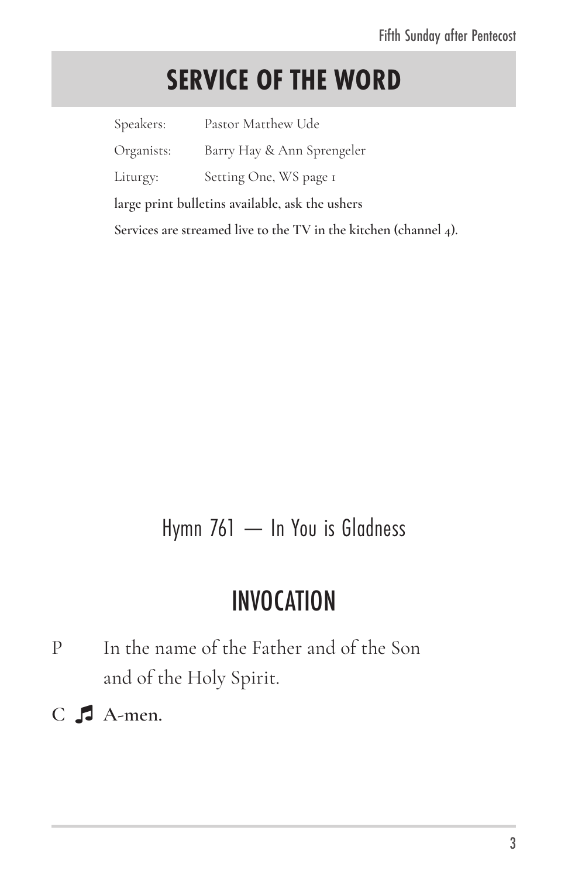# SERVICE OF THE WORD

| | |
|---|---|
| Speakers: | Pastor Matthew Ude |
| Organists: | Barry Hay & Ann Sprengeler |
| Liturgy: | Setting One, WS page 1 |

**large print bulletins available, ask the ushers**

**Services are streamed live to the TV in the kitchen (channel 4).**

### Hymn 761 — In You is Gladness

## INVOCATION

P In the name of the Father and of the Son and of the Holy Spirit.

**C ♫ A-men.**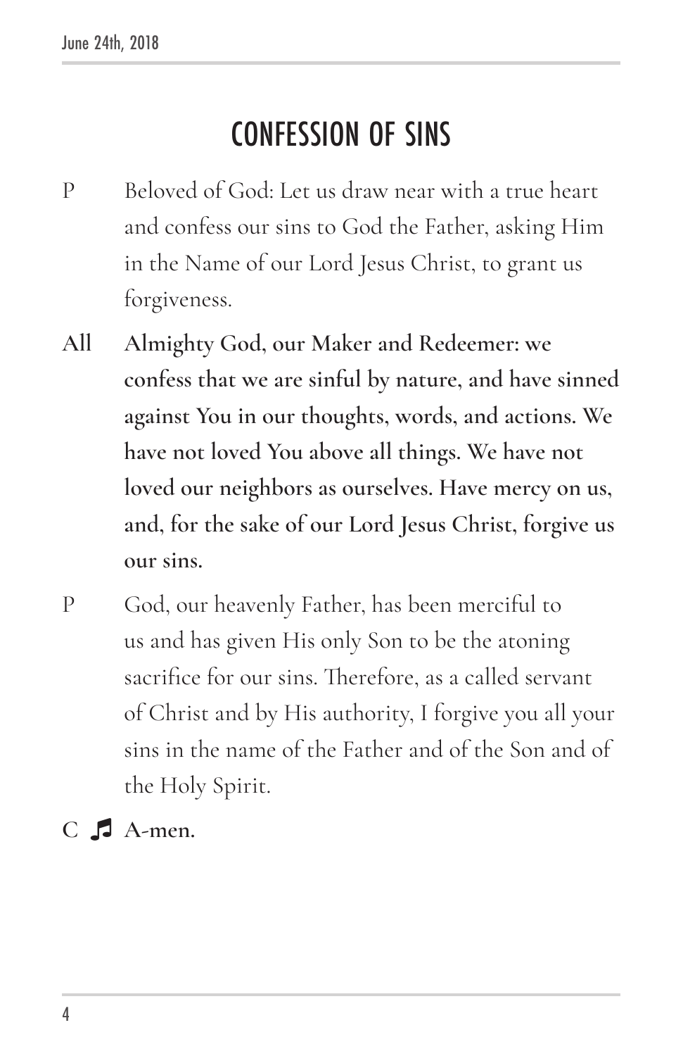# CONFESSION OF SINS

P Beloved of God: Let us draw near with a true heart and confess our sins to God the Father, asking Him in the Name of our Lord Jesus Christ, to grant us forgiveness.

**All Almighty God, our Maker and Redeemer: we confess that we are sinful by nature, and have sinned against You in our thoughts, words, and actions. We have not loved You above all things. We have not loved our neighbors as ourselves. Have mercy on us, and, for the sake of our Lord Jesus Christ, forgive us our sins.**

P God, our heavenly Father, has been merciful to us and has given His only Son to be the atoning sacrifice for our sins. Therefore, as a called servant of Christ and by His authority, I forgive you all your sins in the name of the Father and of the Son and of the Holy Spirit.

**C ♫ A-men.**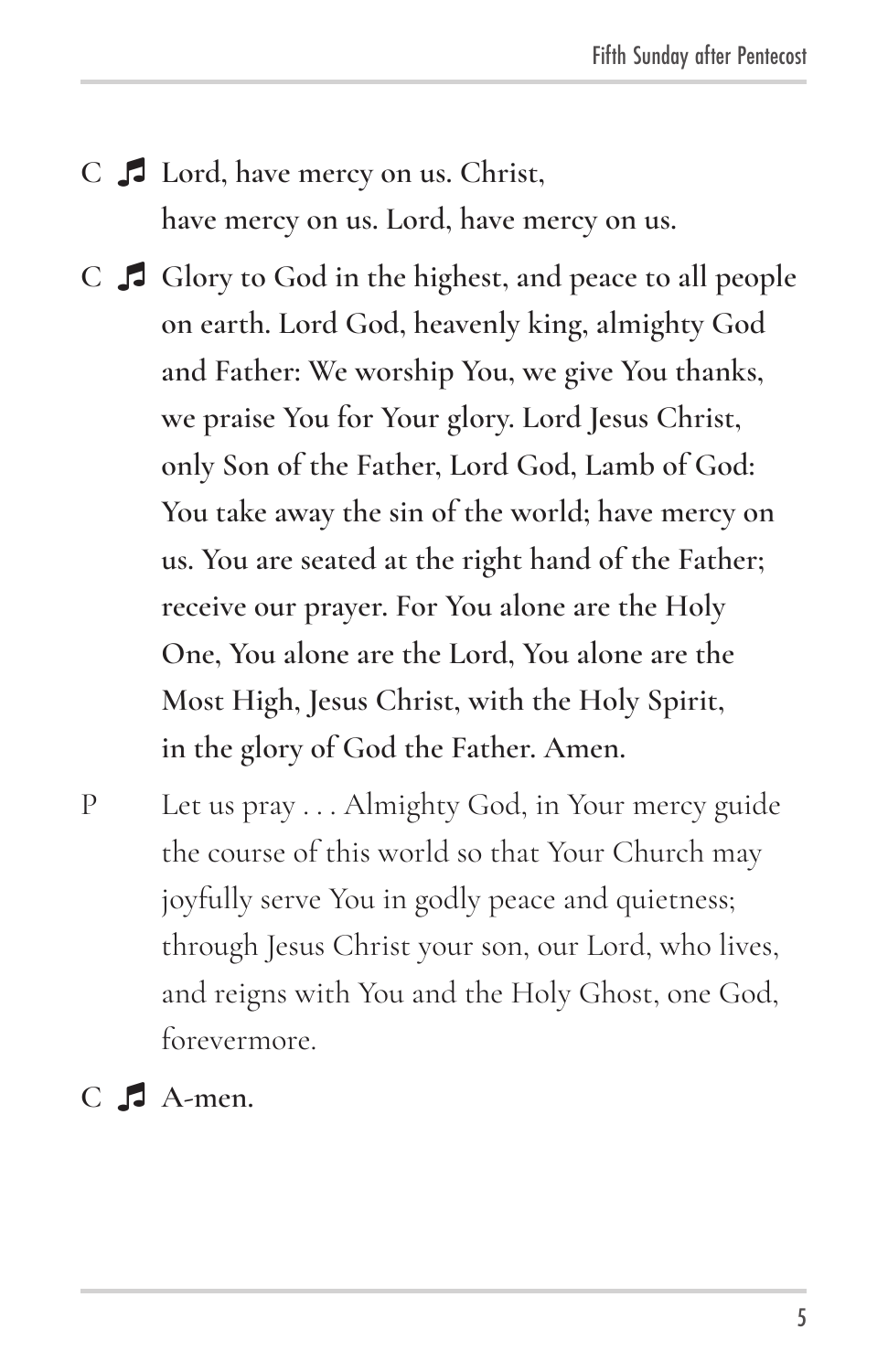C ♬ **Lord, have mercy on us. Christ, have mercy on us. Lord, have mercy on us.**

C ♬ **Glory to God in the highest, and peace to all people on earth. Lord God, heavenly king, almighty God and Father: We worship You, we give You thanks, we praise You for Your glory. Lord Jesus Christ, only Son of the Father, Lord God, Lamb of God: You take away the sin of the world; have mercy on us. You are seated at the right hand of the Father; receive our prayer. For You alone are the Holy One, You alone are the Lord, You alone are the Most High, Jesus Christ, with the Holy Spirit, in the glory of God the Father. Amen.**

P Let us pray . . . Almighty God, in Your mercy guide the course of this world so that Your Church may joyfully serve You in godly peace and quietness; through Jesus Christ your son, our Lord, who lives, and reigns with You and the Holy Ghost, one God, forevermore.

C ♬ **A-men.**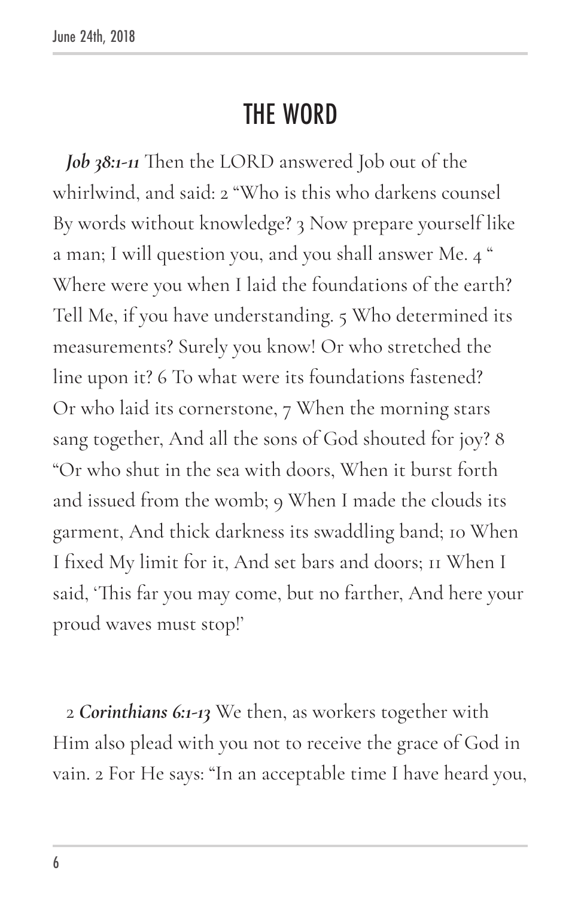# THE WORD

***Job 38:1-11*** Then the LORD answered Job out of the whirlwind, and said: 2 "Who is this who darkens counsel By words without knowledge? 3 Now prepare yourself like a man; I will question you, and you shall answer Me. 4 " Where were you when I laid the foundations of the earth? Tell Me, if you have understanding. 5 Who determined its measurements? Surely you know! Or who stretched the line upon it? 6 To what were its foundations fastened? Or who laid its cornerstone, 7 When the morning stars sang together, And all the sons of God shouted for joy? 8 "Or who shut in the sea with doors, When it burst forth and issued from the womb; 9 When I made the clouds its garment, And thick darkness its swaddling band; 10 When I fixed My limit for it, And set bars and doors; 11 When I said, 'This far you may come, but no farther, And here your proud waves must stop!'

2 ***Corinthians 6:1-13*** We then, as workers together with Him also plead with you not to receive the grace of God in vain. 2 For He says: "In an acceptable time I have heard you,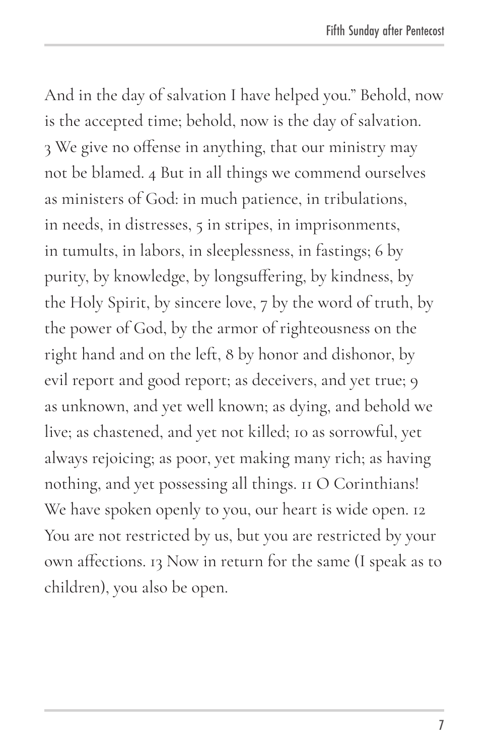And in the day of salvation I have helped you." Behold, now is the accepted time; behold, now is the day of salvation. 3 We give no offense in anything, that our ministry may not be blamed. 4 But in all things we commend ourselves as ministers of God: in much patience, in tribulations, in needs, in distresses, 5 in stripes, in imprisonments, in tumults, in labors, in sleeplessness, in fastings; 6 by purity, by knowledge, by longsuffering, by kindness, by the Holy Spirit, by sincere love, 7 by the word of truth, by the power of God, by the armor of righteousness on the right hand and on the left, 8 by honor and dishonor, by evil report and good report; as deceivers, and yet true; 9 as unknown, and yet well known; as dying, and behold we live; as chastened, and yet not killed; 10 as sorrowful, yet always rejoicing; as poor, yet making many rich; as having nothing, and yet possessing all things. 11 O Corinthians! We have spoken openly to you, our heart is wide open. 12 You are not restricted by us, but you are restricted by your own affections. 13 Now in return for the same (I speak as to children), you also be open.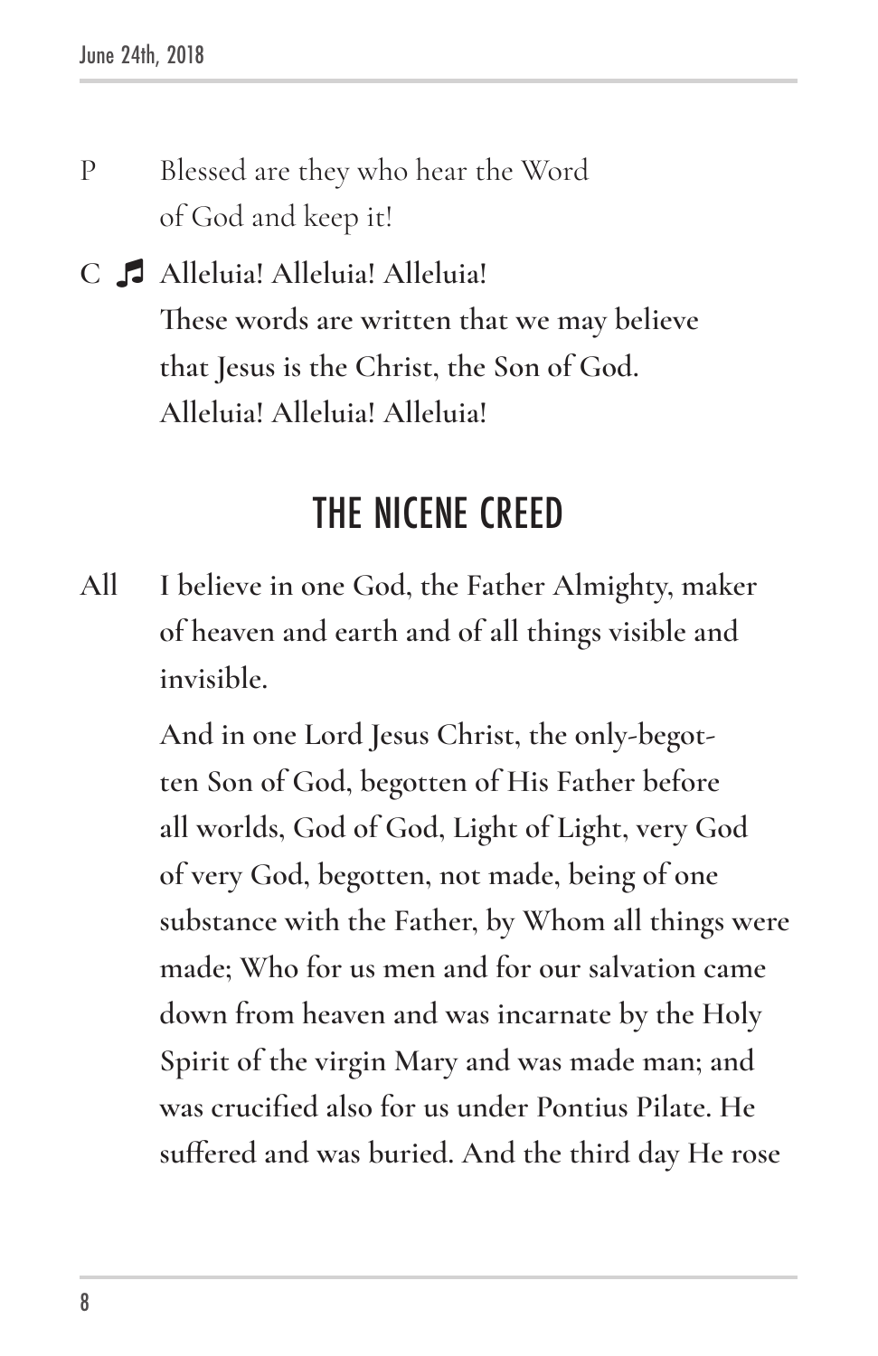P Blessed are they who hear the Word of God and keep it!

C ♫ **Alleluia! Alleluia! Alleluia!**
**These words are written that we may believe that Jesus is the Christ, the Son of God.**
**Alleluia! Alleluia! Alleluia!**

## THE NICENE CREED

All **I believe in one God, the Father Almighty, maker of heaven and earth and of all things visible and invisible.**

**And in one Lord Jesus Christ, the only-begotten Son of God, begotten of His Father before all worlds, God of God, Light of Light, very God of very God, begotten, not made, being of one substance with the Father, by Whom all things were made; Who for us men and for our salvation came down from heaven and was incarnate by the Holy Spirit of the virgin Mary and was made man; and was crucified also for us under Pontius Pilate. He suffered and was buried. And the third day He rose**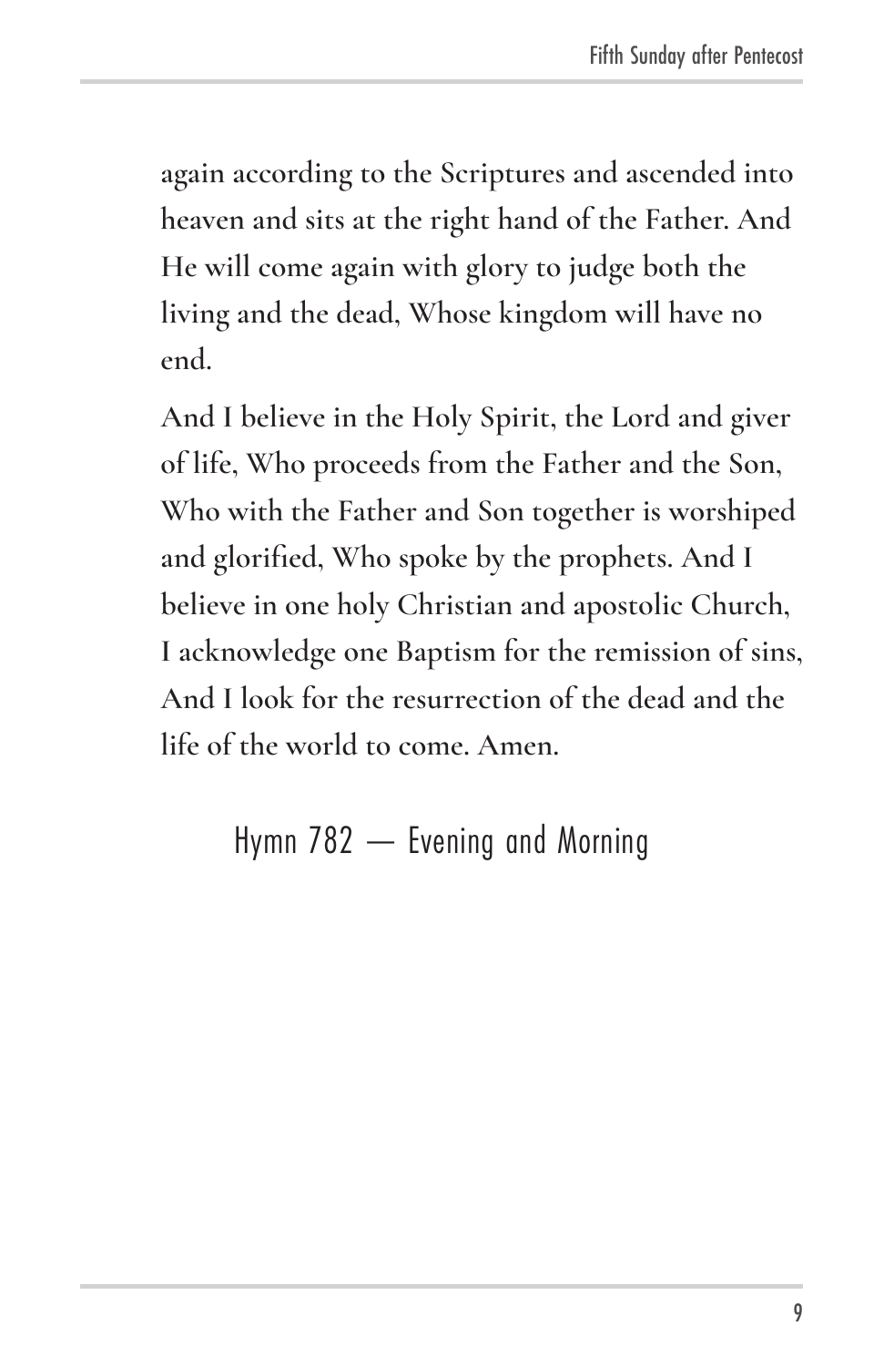again according to the Scriptures and ascended into heaven and sits at the right hand of the Father. And He will come again with glory to judge both the living and the dead, Whose kingdom will have no end.

And I believe in the Holy Spirit, the Lord and giver of life, Who proceeds from the Father and the Son, Who with the Father and Son together is worshiped and glorified, Who spoke by the prophets. And I believe in one holy Christian and apostolic Church, I acknowledge one Baptism for the remission of sins, And I look for the resurrection of the dead and the life of the world to come. Amen.

## Hymn 782 — Evening and Morning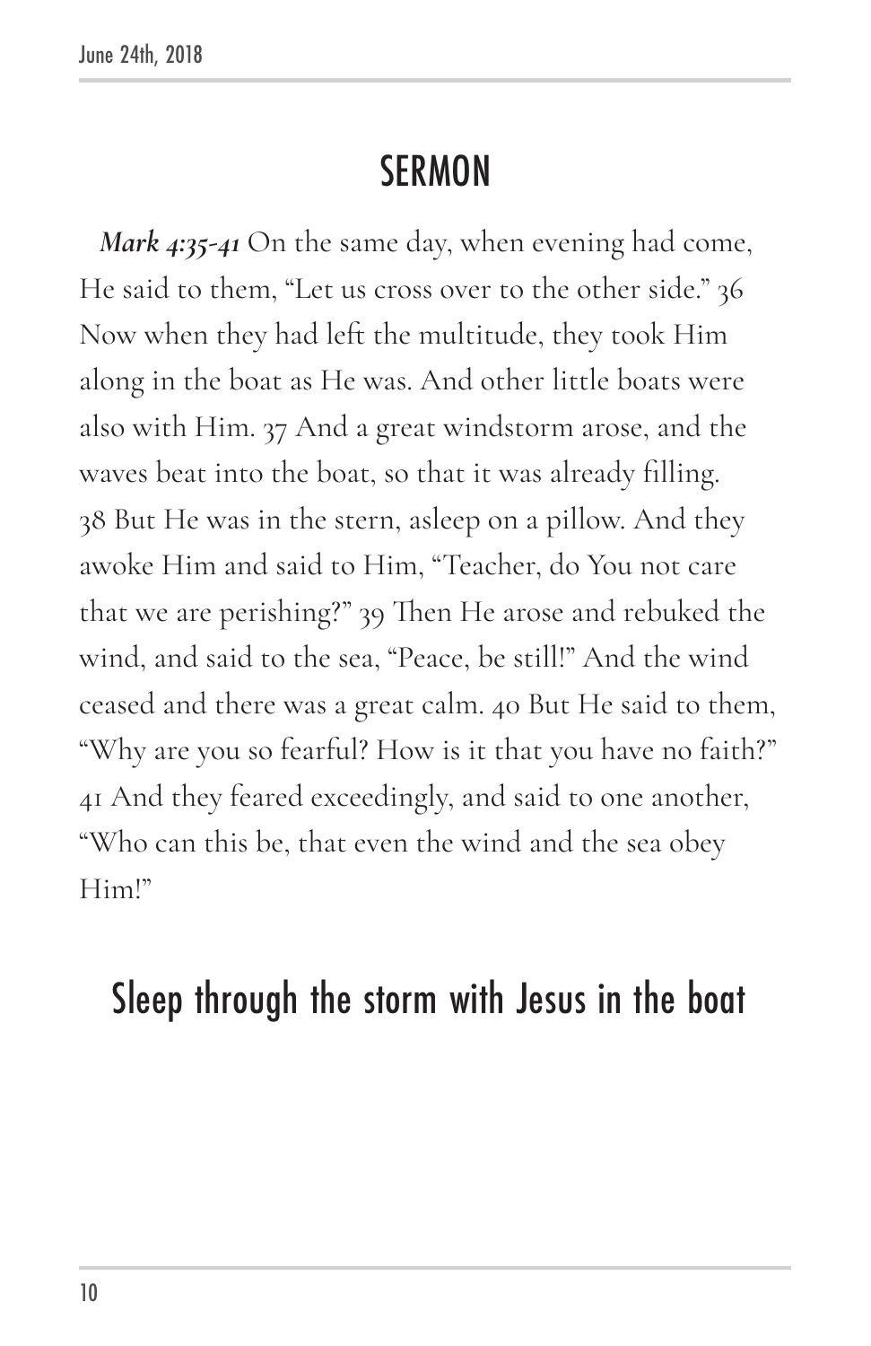# SERMON

***Mark 4:35-41*** On the same day, when evening had come, He said to them, "Let us cross over to the other side." 36 Now when they had left the multitude, they took Him along in the boat as He was. And other little boats were also with Him. 37 And a great windstorm arose, and the waves beat into the boat, so that it was already filling. 38 But He was in the stern, asleep on a pillow. And they awoke Him and said to Him, "Teacher, do You not care that we are perishing?" 39 Then He arose and rebuked the wind, and said to the sea, "Peace, be still!" And the wind ceased and there was a great calm. 40 But He said to them, "Why are you so fearful? How is it that you have no faith?" 41 And they feared exceedingly, and said to one another, "Who can this be, that even the wind and the sea obey Him!"

## Sleep through the storm with Jesus in the boat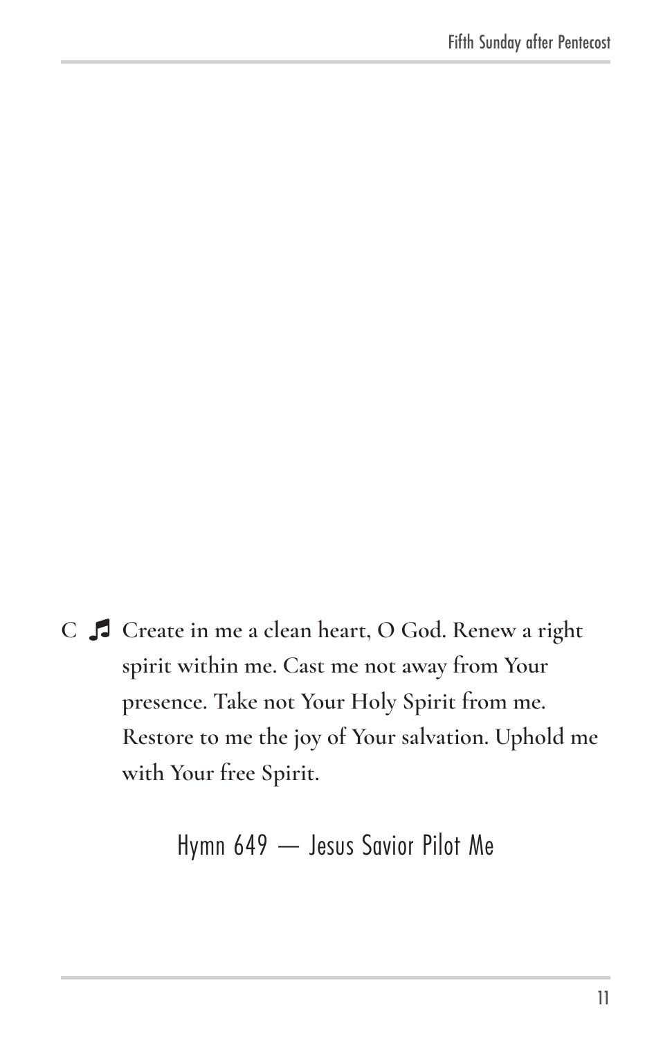C ♬ **Create in me a clean heart, O God. Renew a right spirit within me. Cast me not away from Your presence. Take not Your Holy Spirit from me. Restore to me the joy of Your salvation. Uphold me with Your free Spirit.**

Hymn 649 — Jesus Savior Pilot Me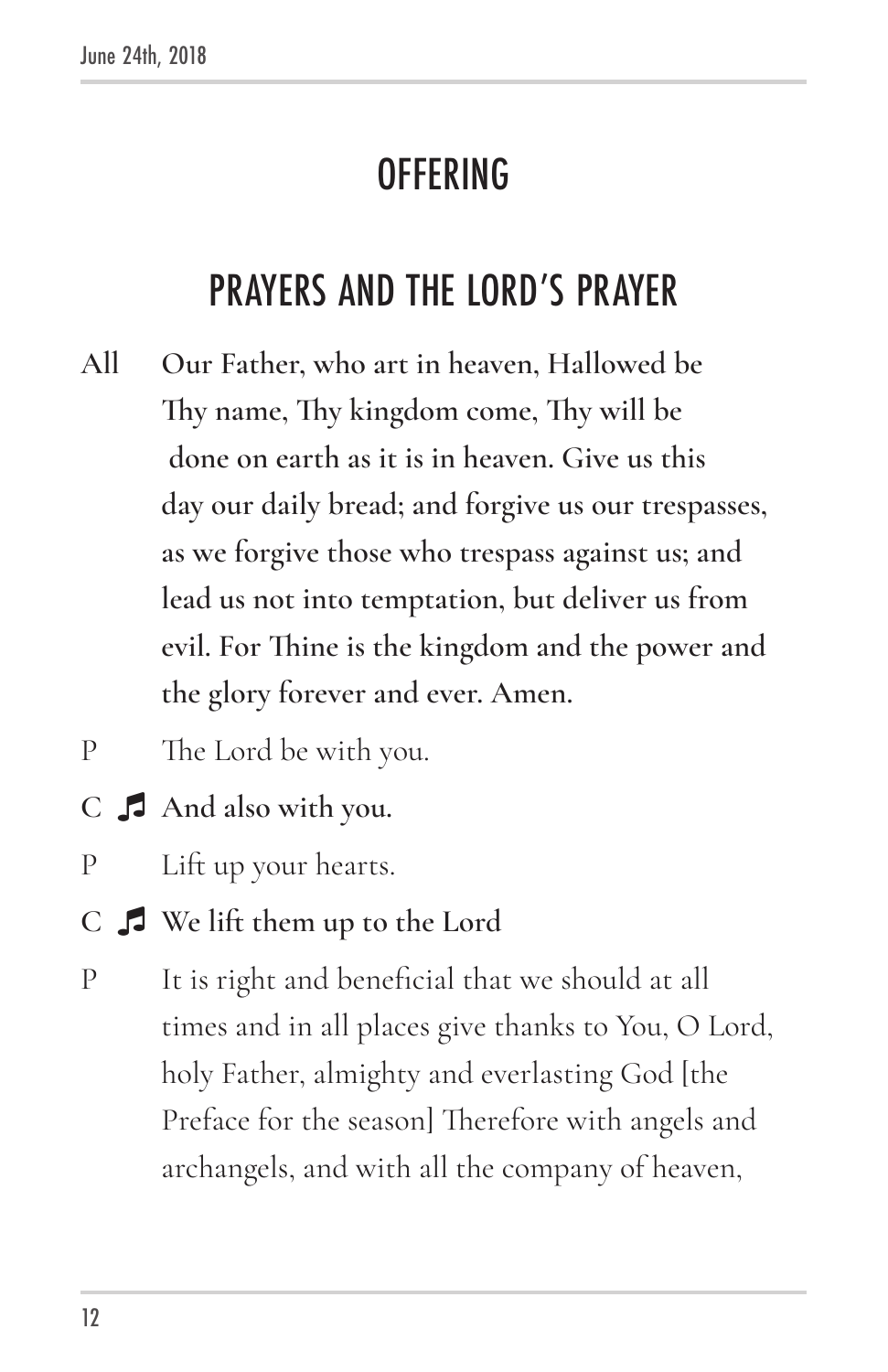# OFFERING

# PRAYERS AND THE LORD'S PRAYER

**All** **Our Father, who art in heaven, Hallowed be Thy name, Thy kingdom come, Thy will be done on earth as it is in heaven. Give us this day our daily bread; and forgive us our trespasses, as we forgive those who trespass against us; and lead us not into temptation, but deliver us from evil. For Thine is the kingdom and the power and the glory forever and ever. Amen.**

P The Lord be with you.

**C ♫ And also with you.**

P Lift up your hearts.

**C ♫ We lift them up to the Lord**

P It is right and beneficial that we should at all times and in all places give thanks to You, O Lord, holy Father, almighty and everlasting God [the Preface for the season] Therefore with angels and archangels, and with all the company of heaven,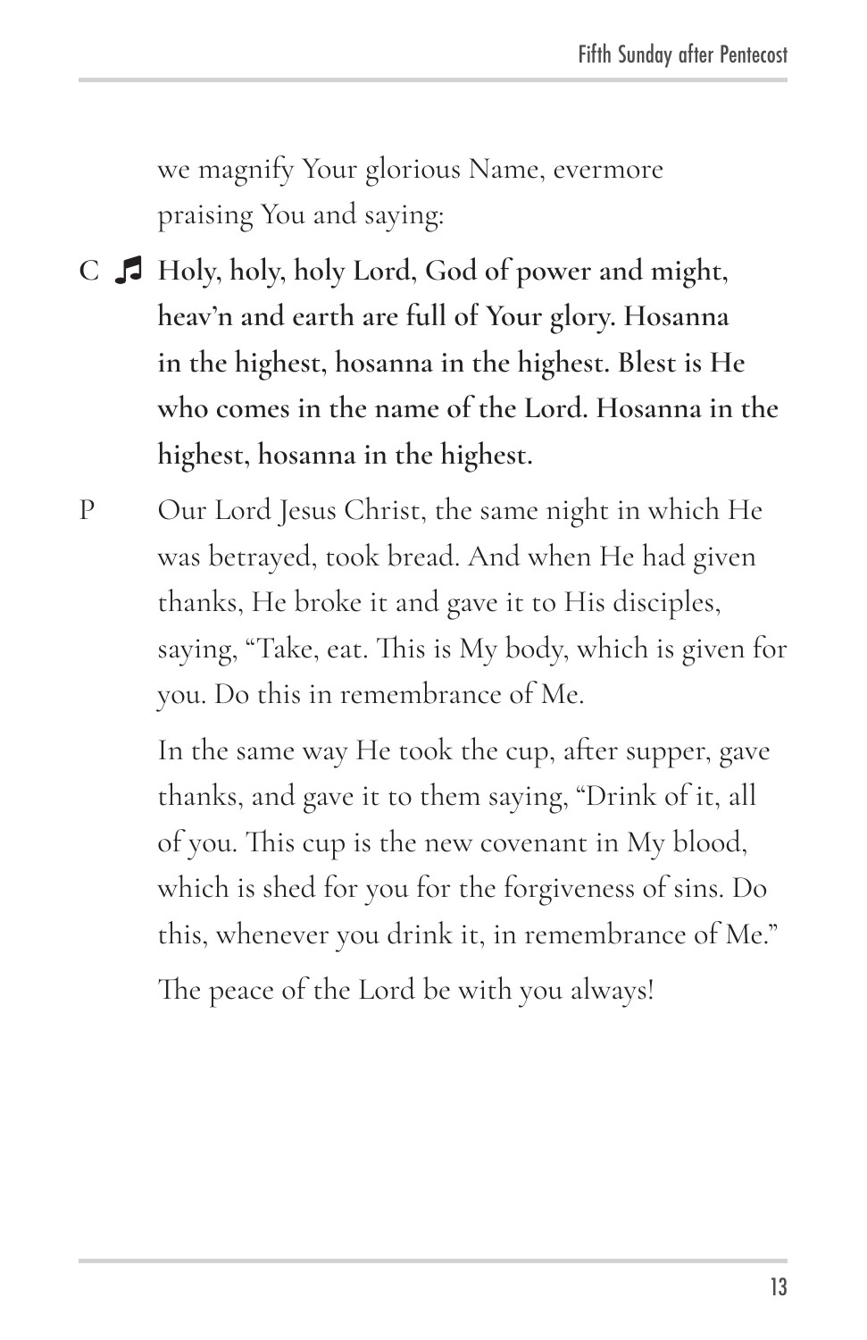we magnify Your glorious Name, evermore praising You and saying:

C ♫ **Holy, holy, holy Lord, God of power and might, heav'n and earth are full of Your glory. Hosanna in the highest, hosanna in the highest. Blest is He who comes in the name of the Lord. Hosanna in the highest, hosanna in the highest.**

P Our Lord Jesus Christ, the same night in which He was betrayed, took bread. And when He had given thanks, He broke it and gave it to His disciples, saying, "Take, eat. This is My body, which is given for you. Do this in remembrance of Me.

In the same way He took the cup, after supper, gave thanks, and gave it to them saying, "Drink of it, all of you. This cup is the new covenant in My blood, which is shed for you for the forgiveness of sins. Do this, whenever you drink it, in remembrance of Me."

The peace of the Lord be with you always!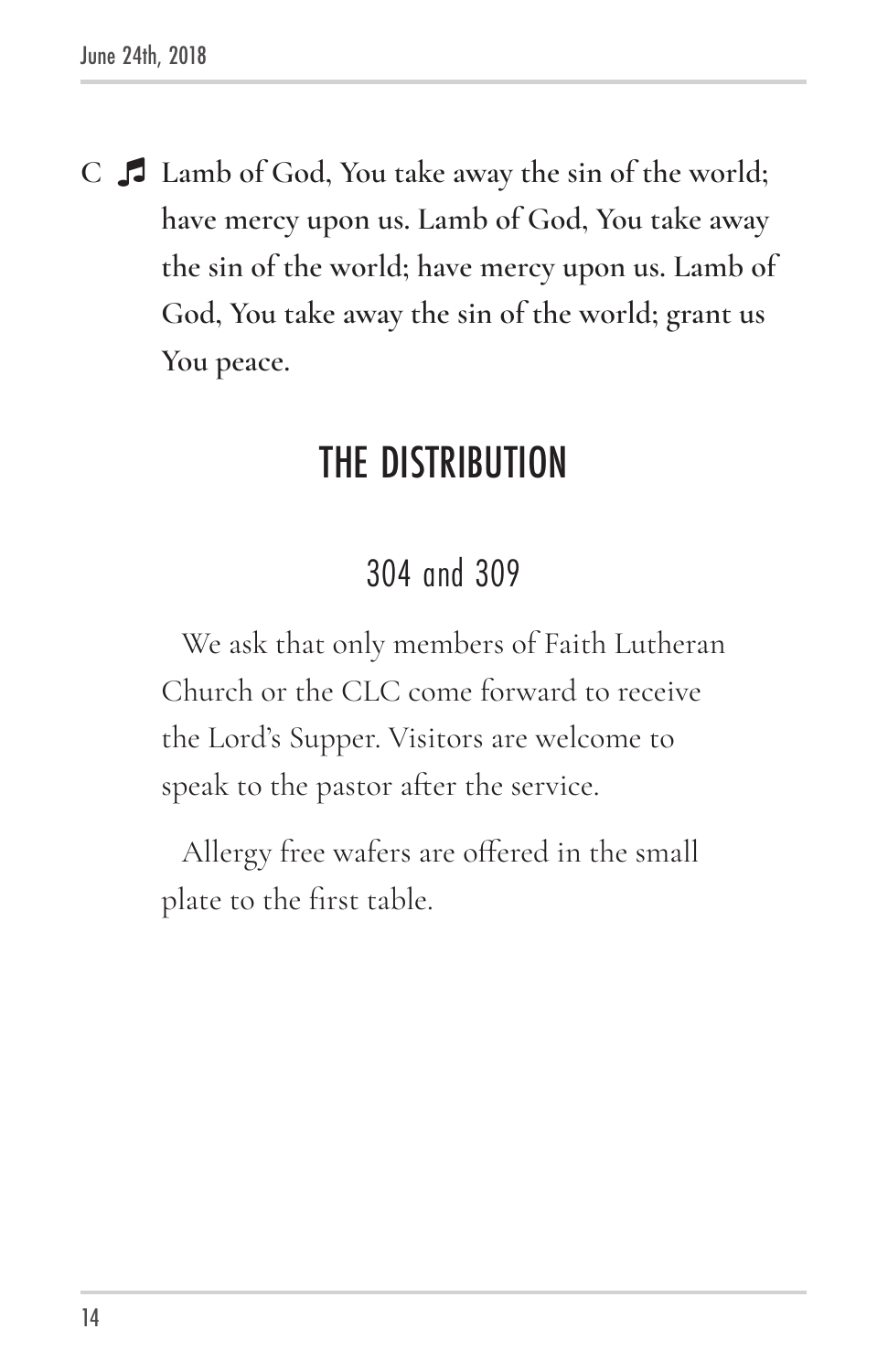C ♫ **Lamb of God, You take away the sin of the world; have mercy upon us. Lamb of God, You take away the sin of the world; have mercy upon us. Lamb of God, You take away the sin of the world; grant us You peace.**

## THE DISTRIBUTION

### 304 and 309

We ask that only members of Faith Lutheran Church or the CLC come forward to receive the Lord's Supper. Visitors are welcome to speak to the pastor after the service.

Allergy free wafers are offered in the small plate to the first table.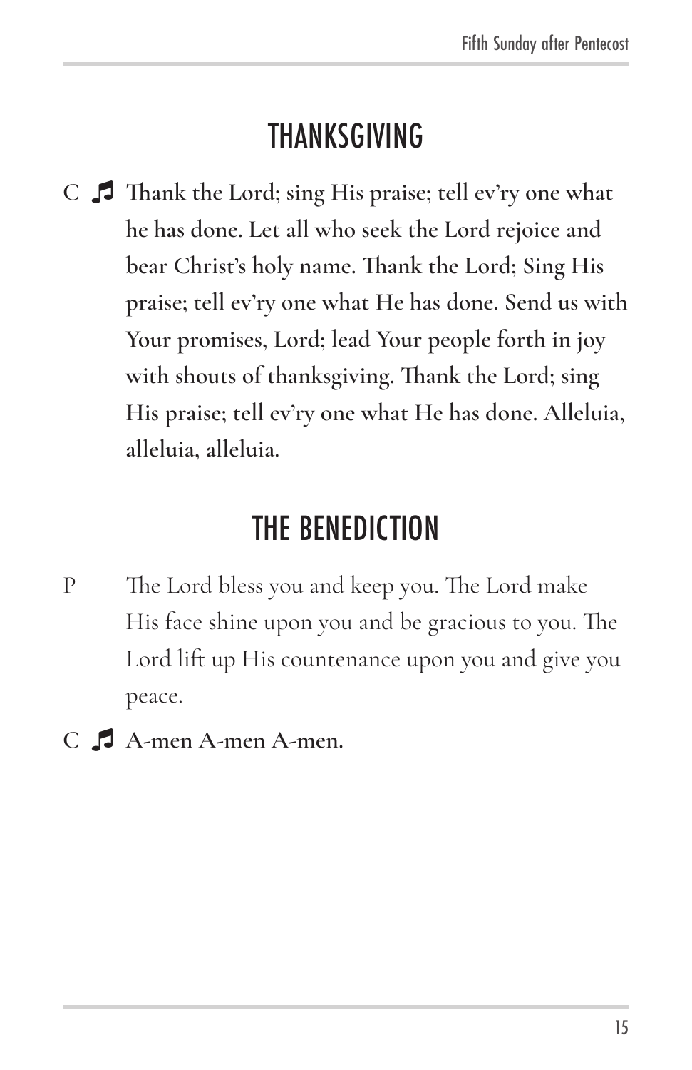## THANKSGIVING

C ♫ **Thank the Lord; sing His praise; tell ev'ry one what he has done. Let all who seek the Lord rejoice and bear Christ's holy name. Thank the Lord; Sing His praise; tell ev'ry one what He has done. Send us with Your promises, Lord; lead Your people forth in joy with shouts of thanksgiving. Thank the Lord; sing His praise; tell ev'ry one what He has done. Alleluia, alleluia, alleluia.**

## THE BENEDICTION

P The Lord bless you and keep you. The Lord make His face shine upon you and be gracious to you. The Lord lift up His countenance upon you and give you peace.

C ♫ **A-men A-men A-men.**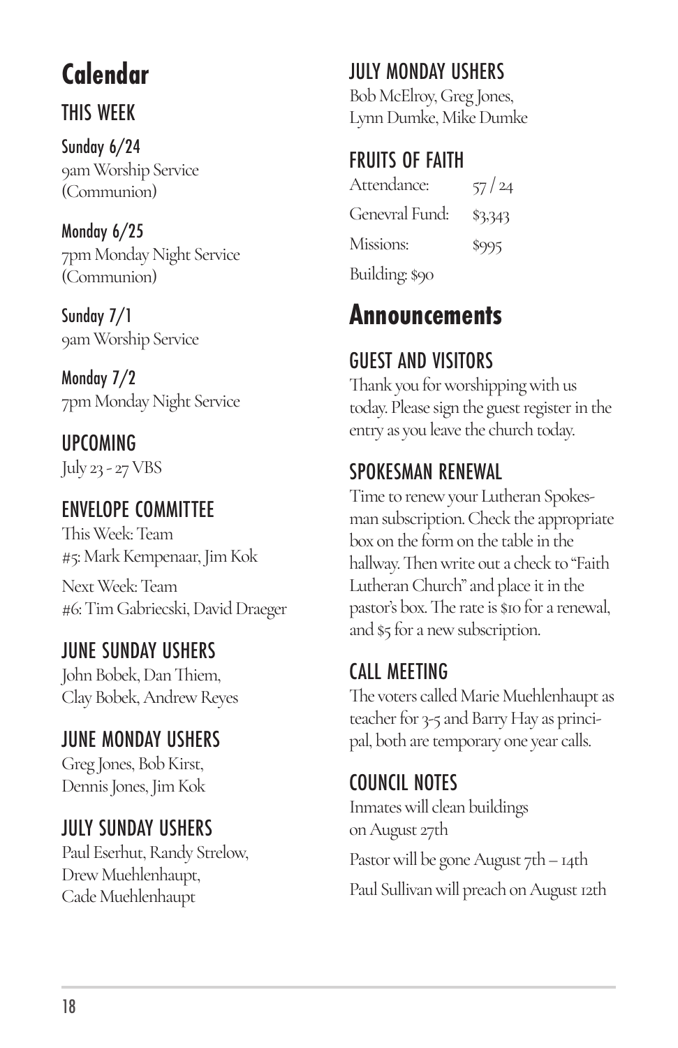# Calendar

## THIS WEEK

**Sunday 6/24**
9am Worship Service (Communion)

**Monday 6/25**
7pm Monday Night Service (Communion)

**Sunday 7/1**
9am Worship Service

**Monday 7/2**
7pm Monday Night Service

## UPCOMING

July 23 - 27 VBS

## ENVELOPE COMMITTEE

This Week: Team #5: Mark Kempenaar, Jim Kok

Next Week: Team #6: Tim Gabriecski, David Draeger

## JUNE SUNDAY USHERS

John Bobek, Dan Thiem, Clay Bobek, Andrew Reyes

## JUNE MONDAY USHERS

Greg Jones, Bob Kirst, Dennis Jones, Jim Kok

## JULY SUNDAY USHERS

Paul Eserhut, Randy Strelow, Drew Muehlenhaupt, Cade Muehlenhaupt

## JULY MONDAY USHERS

Bob McElroy, Greg Jones, Lynn Dumke, Mike Dumke

## FRUITS OF FAITH

| | |
|---|---|
| Attendance: | 57 / 24 |
| Genevral Fund: | $3,343 |
| Missions: | $995 |

Building: $90

# Announcements

## GUEST AND VISITORS

Thank you for worshipping with us today. Please sign the guest register in the entry as you leave the church today.

## SPOKESMAN RENEWAL

Time to renew your Lutheran Spokesman subscription. Check the appropriate box on the form on the table in the hallway. Then write out a check to "Faith Lutheran Church" and place it in the pastor's box. The rate is $10 for a renewal, and $5 for a new subscription.

## CALL MEETING

The voters called Marie Muehlenhaupt as teacher for 3-5 and Barry Hay as principal, both are temporary one year calls.

## COUNCIL NOTES

Inmates will clean buildings on August 27th

Pastor will be gone August 7th – 14th

Paul Sullivan will preach on August 12th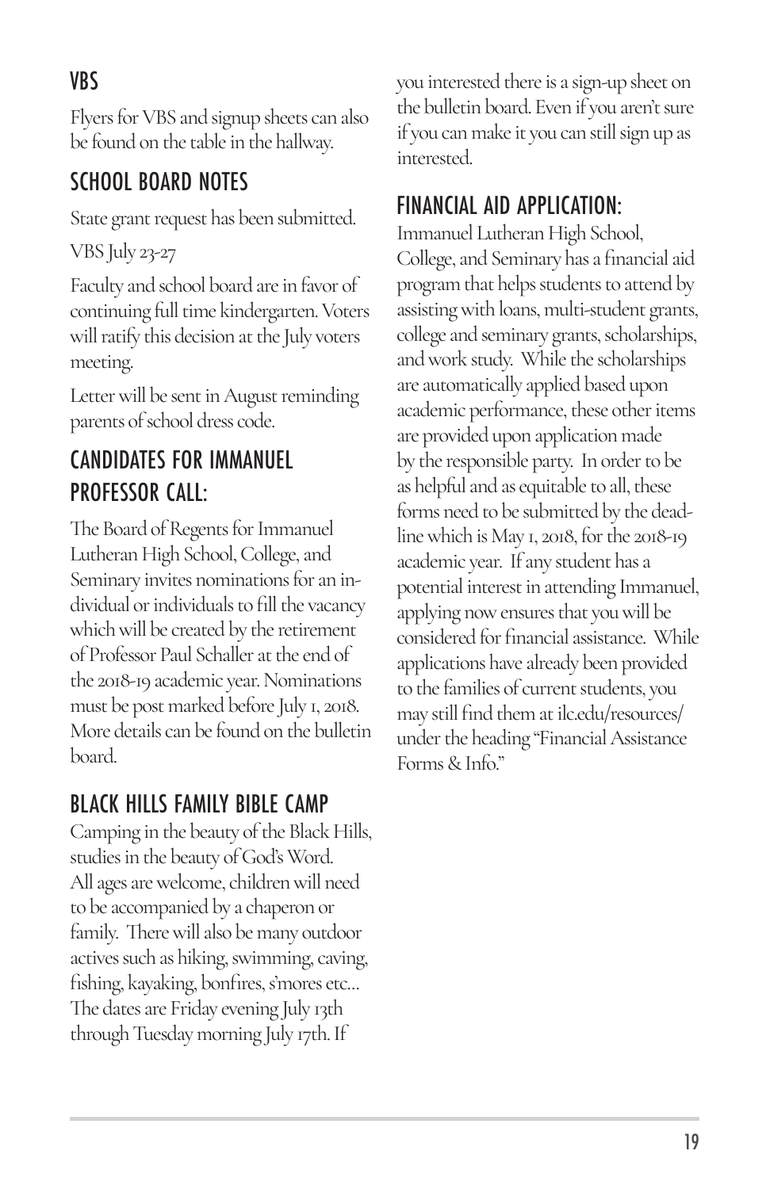## VBS

Flyers for VBS and signup sheets can also be found on the table in the hallway.

## SCHOOL BOARD NOTES

State grant request has been submitted.

VBS July 23-27

Faculty and school board are in favor of continuing full time kindergarten. Voters will ratify this decision at the July voters meeting.

Letter will be sent in August reminding parents of school dress code.

## CANDIDATES FOR IMMANUEL PROFESSOR CALL:

The Board of Regents for Immanuel Lutheran High School, College, and Seminary invites nominations for an individual or individuals to fill the vacancy which will be created by the retirement of Professor Paul Schaller at the end of the 2018-19 academic year. Nominations must be post marked before July 1, 2018. More details can be found on the bulletin board.

## BLACK HILLS FAMILY BIBLE CAMP

Camping in the beauty of the Black Hills, studies in the beauty of God's Word. All ages are welcome, children will need to be accompanied by a chaperon or family. There will also be many outdoor actives such as hiking, swimming, caving, fishing, kayaking, bonfires, s'mores etc… The dates are Friday evening July 13th through Tuesday morning July 17th. If you interested there is a sign-up sheet on the bulletin board. Even if you aren't sure if you can make it you can still sign up as interested.

## FINANCIAL AID APPLICATION:

Immanuel Lutheran High School, College, and Seminary has a financial aid program that helps students to attend by assisting with loans, multi-student grants, college and seminary grants, scholarships, and work study. While the scholarships are automatically applied based upon academic performance, these other items are provided upon application made by the responsible party. In order to be as helpful and as equitable to all, these forms need to be submitted by the deadline which is May 1, 2018, for the 2018-19 academic year. If any student has a potential interest in attending Immanuel, applying now ensures that you will be considered for financial assistance. While applications have already been provided to the families of current students, you may still find them at ilc.edu/resources/ under the heading "Financial Assistance Forms & Info."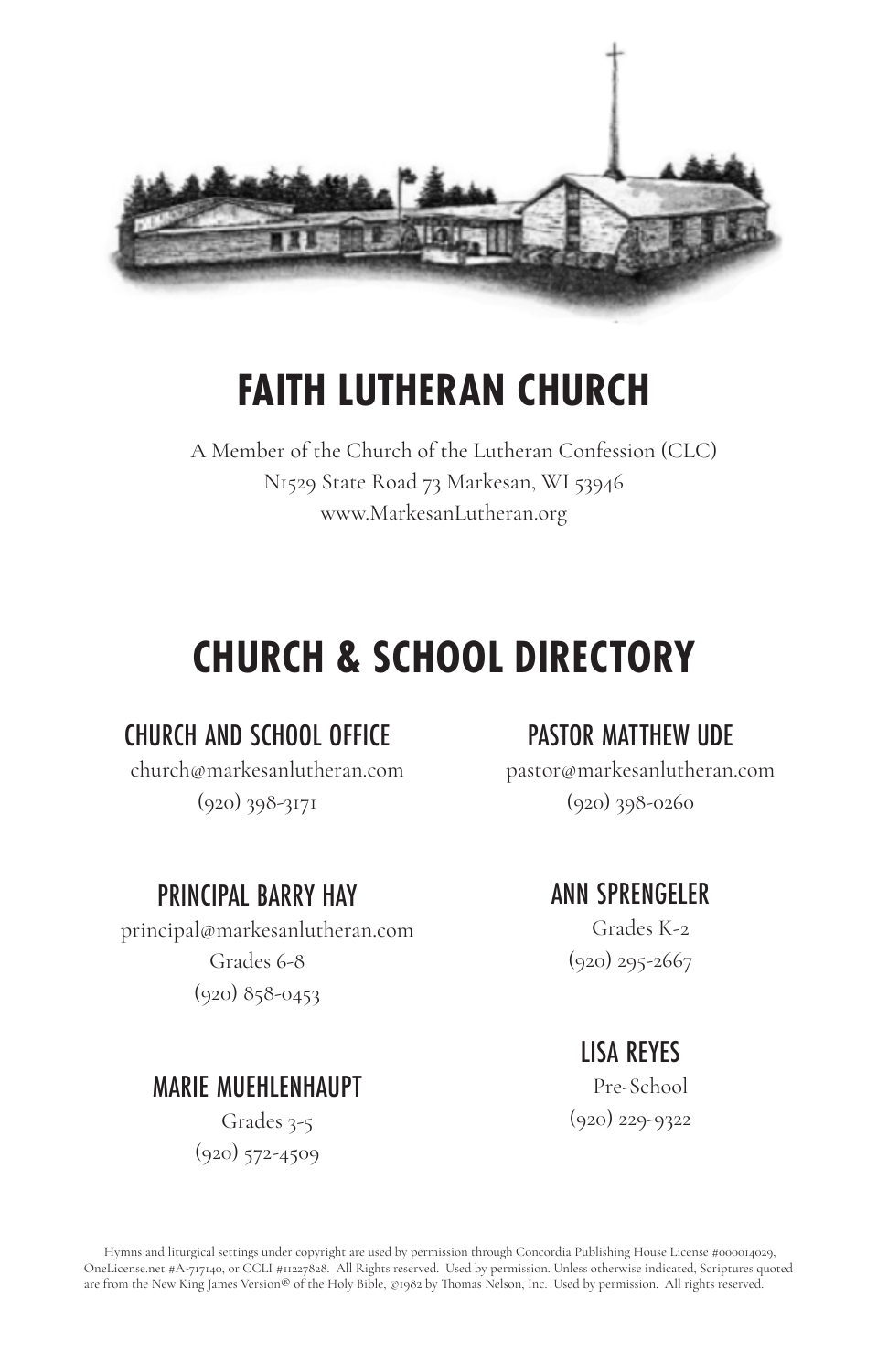# FAITH LUTHERAN CHURCH

A Member of the Church of the Lutheran Confession (CLC)
N1529 State Road 73 Markesan, WI 53946
www.MarkesanLutheran.org

# CHURCH & SCHOOL DIRECTORY

### CHURCH AND SCHOOL OFFICE

church@markesanlutheran.com
(920) 398-3171

### PRINCIPAL BARRY HAY

principal@markesanlutheran.com
Grades 6-8
(920) 858-0453

### MARIE MUEHLENHAUPT

Grades 3-5
(920) 572-4509

### PASTOR MATTHEW UDE

pastor@markesanlutheran.com
(920) 398-0260

### ANN SPRENGELER

Grades K-2
(920) 295-2667

### LISA REYES

Pre-School
(920) 229-9322

Hymns and liturgical settings under copyright are used by permission through Concordia Publishing House License #000014029, OneLicense.net #A-717140, or CCLI #11227828. All Rights reserved. Used by permission. Unless otherwise indicated, Scriptures quoted are from the New King James Version® of the Holy Bible, ©1982 by Thomas Nelson, Inc. Used by permission. All rights reserved.